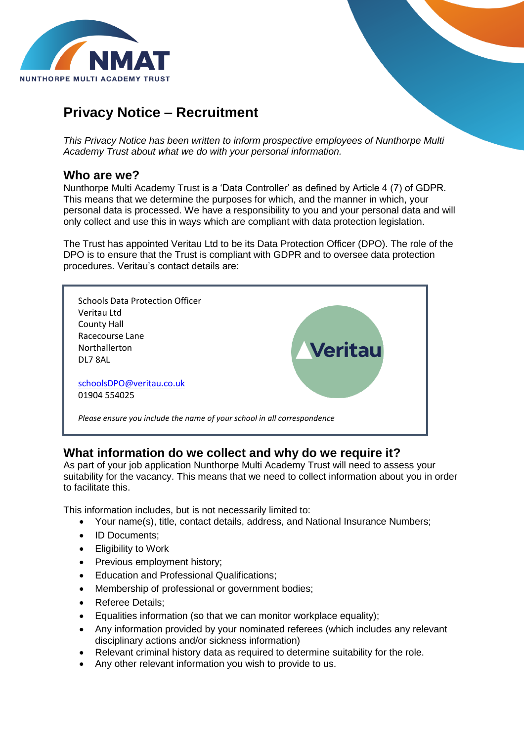NMAT

NUNTHORPE MULTI ACADEMY TRUST

# Privacy Notice – Recruitment

*This Privacy Notice has been written to inform prospective employees of Nunthorpe Multi Academy Trust about what we do with your personal information.*

## Who are we?

Nunthorpe Multi Academy Trust is a 'Data Controller' as defined by Article 4 (7) of GDPR. This means that we determine the purposes for which, and the manner in which, your personal data is processed. We have a responsibility to you and your personal data and will only collect and use this in ways which are compliant with data protection legislation.

The Trust has appointed Veritau Ltd to be its Data Protection Officer (DPO). The role of the DPO is to ensure that the Trust is compliant with GDPR and to oversee data protection procedures. Veritau's contact details are:

Schools Data Protection Officer
Veritau Ltd
County Hall
Racecourse Lane
Northallerton
DL7 8AL

schoolsDPO@veritau.co.uk
01904 554025

*Please ensure you include the name of your school in all correspondence*

## What information do we collect and why do we require it?

As part of your job application Nunthorpe Multi Academy Trust will need to assess your suitability for the vacancy. This means that we need to collect information about you in order to facilitate this.

This information includes, but is not necessarily limited to:

- Your name(s), title, contact details, address, and National Insurance Numbers;
- ID Documents;
- Eligibility to Work
- Previous employment history;
- Education and Professional Qualifications;
- Membership of professional or government bodies;
- Referee Details;
- Equalities information (so that we can monitor workplace equality);
- Any information provided by your nominated referees (which includes any relevant disciplinary actions and/or sickness information)
- Relevant criminal history data as required to determine suitability for the role.
- Any other relevant information you wish to provide to us.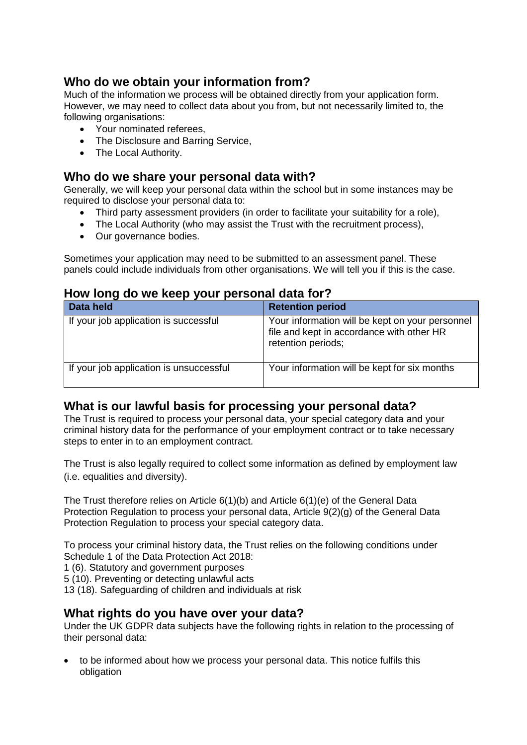## Who do we obtain your information from?

Much of the information we process will be obtained directly from your application form. However, we may need to collect data about you from, but not necessarily limited to, the following organisations:

- Your nominated referees,
- The Disclosure and Barring Service,
- The Local Authority.

## Who do we share your personal data with?

Generally, we will keep your personal data within the school but in some instances may be required to disclose your personal data to:

- Third party assessment providers (in order to facilitate your suitability for a role),
- The Local Authority (who may assist the Trust with the recruitment process),
- Our governance bodies.

Sometimes your application may need to be submitted to an assessment panel. These panels could include individuals from other organisations. We will tell you if this is the case.

## How long do we keep your personal data for?

| Data held | Retention period |
|---|---|
| If your job application is successful | Your information will be kept on your personnel file and kept in accordance with other HR retention periods; |
| If your job application is unsuccessful | Your information will be kept for six months |

## What is our lawful basis for processing your personal data?

The Trust is required to process your personal data, your special category data and your criminal history data for the performance of your employment contract or to take necessary steps to enter in to an employment contract.

The Trust is also legally required to collect some information as defined by employment law (i.e. equalities and diversity).

The Trust therefore relies on Article 6(1)(b) and Article 6(1)(e) of the General Data Protection Regulation to process your personal data, Article 9(2)(g) of the General Data Protection Regulation to process your special category data.

To process your criminal history data, the Trust relies on the following conditions under Schedule 1 of the Data Protection Act 2018:
1 (6). Statutory and government purposes
5 (10). Preventing or detecting unlawful acts
13 (18). Safeguarding of children and individuals at risk

## What rights do you have over your data?

Under the UK GDPR data subjects have the following rights in relation to the processing of their personal data:

- to be informed about how we process your personal data. This notice fulfils this obligation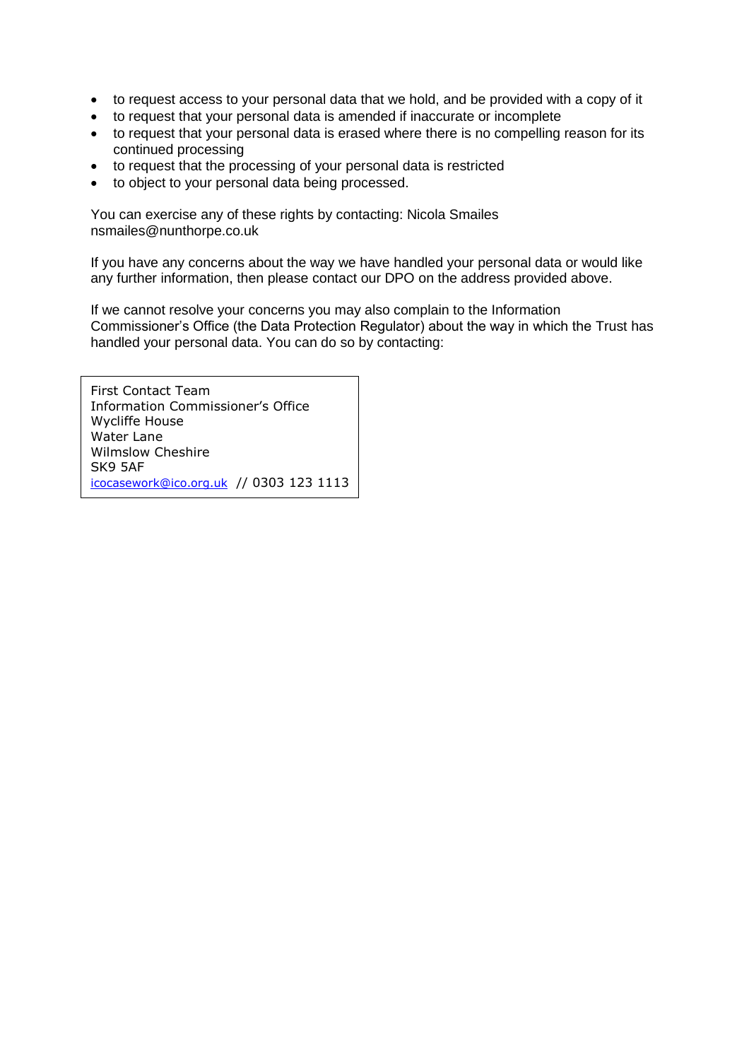- to request access to your personal data that we hold, and be provided with a copy of it
- to request that your personal data is amended if inaccurate or incomplete
- to request that your personal data is erased where there is no compelling reason for its continued processing
- to request that the processing of your personal data is restricted
- to object to your personal data being processed.

You can exercise any of these rights by contacting: Nicola Smailes
nsmailes@nunthorpe.co.uk

If you have any concerns about the way we have handled your personal data or would like any further information, then please contact our DPO on the address provided above.

If we cannot resolve your concerns you may also complain to the Information Commissioner's Office (the Data Protection Regulator) about the way in which the Trust has handled your personal data. You can do so by contacting:

First Contact Team
Information Commissioner's Office
Wycliffe House
Water Lane
Wilmslow Cheshire
SK9 5AF
icocasework@ico.org.uk // 0303 123 1113